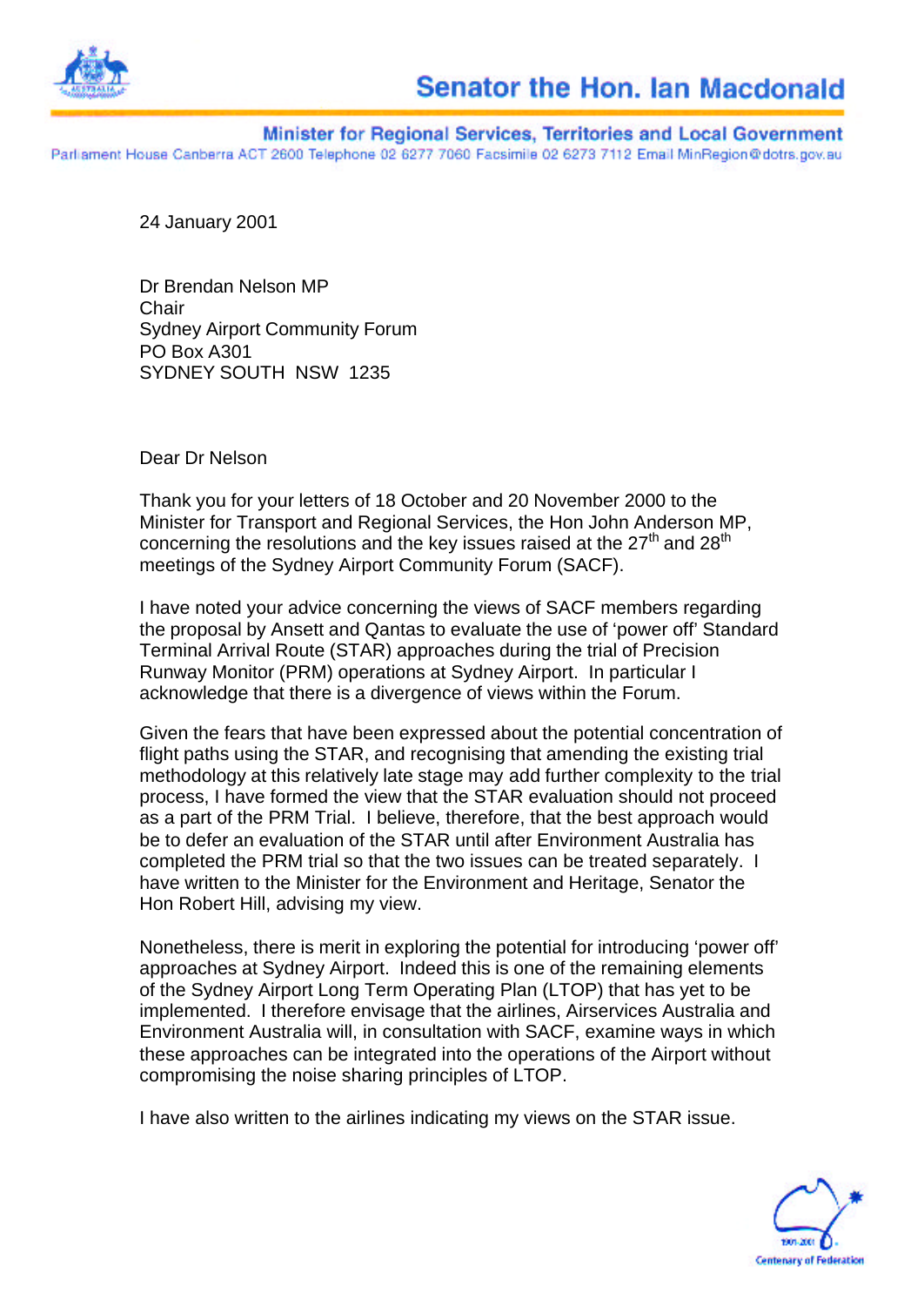# Senator the Hon. Ian Macdonald

**Minister for Regional Services, Territories and Local Government**

Parliament House Canberra ACT 2600 Telephone 02 6277 7060 Facsimile 02 6273 7112 Email MinRegion@dotrs.gov.au

24 January 2001

Dr Brendan Nelson MP
Chair
Sydney Airport Community Forum
PO Box A301
SYDNEY SOUTH NSW 1235

Dear Dr Nelson

Thank you for your letters of 18 October and 20 November 2000 to the Minister for Transport and Regional Services, the Hon John Anderson MP, concerning the resolutions and the key issues raised at the 27th and 28th meetings of the Sydney Airport Community Forum (SACF).

I have noted your advice concerning the views of SACF members regarding the proposal by Ansett and Qantas to evaluate the use of 'power off' Standard Terminal Arrival Route (STAR) approaches during the trial of Precision Runway Monitor (PRM) operations at Sydney Airport. In particular I acknowledge that there is a divergence of views within the Forum.

Given the fears that have been expressed about the potential concentration of flight paths using the STAR, and recognising that amending the existing trial methodology at this relatively late stage may add further complexity to the trial process, I have formed the view that the STAR evaluation should not proceed as a part of the PRM Trial. I believe, therefore, that the best approach would be to defer an evaluation of the STAR until after Environment Australia has completed the PRM trial so that the two issues can be treated separately. I have written to the Minister for the Environment and Heritage, Senator the Hon Robert Hill, advising my view.

Nonetheless, there is merit in exploring the potential for introducing 'power off' approaches at Sydney Airport. Indeed this is one of the remaining elements of the Sydney Airport Long Term Operating Plan (LTOP) that has yet to be implemented. I therefore envisage that the airlines, Airservices Australia and Environment Australia will, in consultation with SACF, examine ways in which these approaches can be integrated into the operations of the Airport without compromising the noise sharing principles of LTOP.

I have also written to the airlines indicating my views on the STAR issue.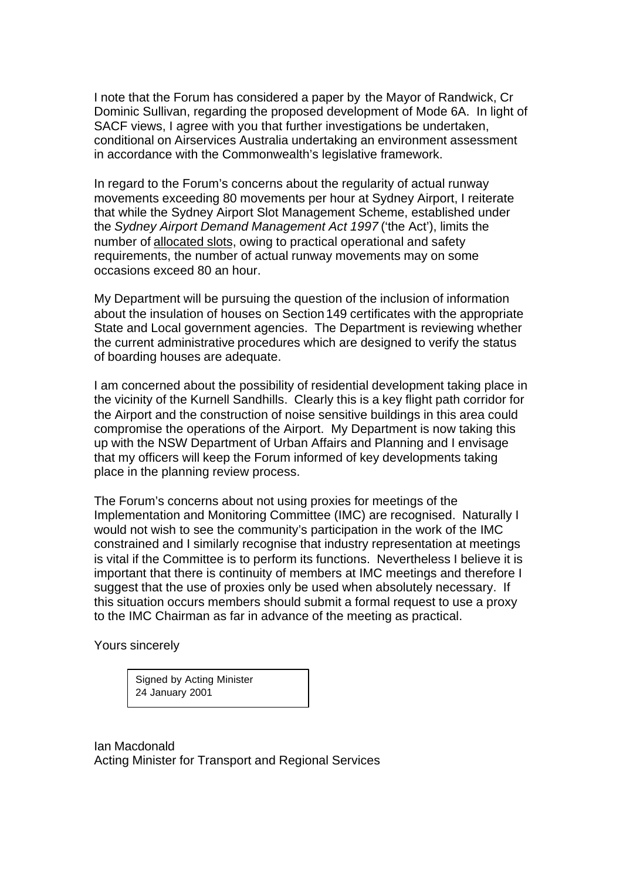I note that the Forum has considered a paper by the Mayor of Randwick, Cr Dominic Sullivan, regarding the proposed development of Mode 6A. In light of SACF views, I agree with you that further investigations be undertaken, conditional on Airservices Australia undertaking an environment assessment in accordance with the Commonwealth's legislative framework.

In regard to the Forum's concerns about the regularity of actual runway movements exceeding 80 movements per hour at Sydney Airport, I reiterate that while the Sydney Airport Slot Management Scheme, established under the *Sydney Airport Demand Management Act 1997* ('the Act'), limits the number of allocated slots, owing to practical operational and safety requirements, the number of actual runway movements may on some occasions exceed 80 an hour.

My Department will be pursuing the question of the inclusion of information about the insulation of houses on Section 149 certificates with the appropriate State and Local government agencies. The Department is reviewing whether the current administrative procedures which are designed to verify the status of boarding houses are adequate.

I am concerned about the possibility of residential development taking place in the vicinity of the Kurnell Sandhills. Clearly this is a key flight path corridor for the Airport and the construction of noise sensitive buildings in this area could compromise the operations of the Airport. My Department is now taking this up with the NSW Department of Urban Affairs and Planning and I envisage that my officers will keep the Forum informed of key developments taking place in the planning review process.

The Forum's concerns about not using proxies for meetings of the Implementation and Monitoring Committee (IMC) are recognised. Naturally I would not wish to see the community's participation in the work of the IMC constrained and I similarly recognise that industry representation at meetings is vital if the Committee is to perform its functions. Nevertheless I believe it is important that there is continuity of members at IMC meetings and therefore I suggest that the use of proxies only be used when absolutely necessary. If this situation occurs members should submit a formal request to use a proxy to the IMC Chairman as far in advance of the meeting as practical.

Yours sincerely

Signed by Acting Minister
24 January 2001

Ian Macdonald
Acting Minister for Transport and Regional Services